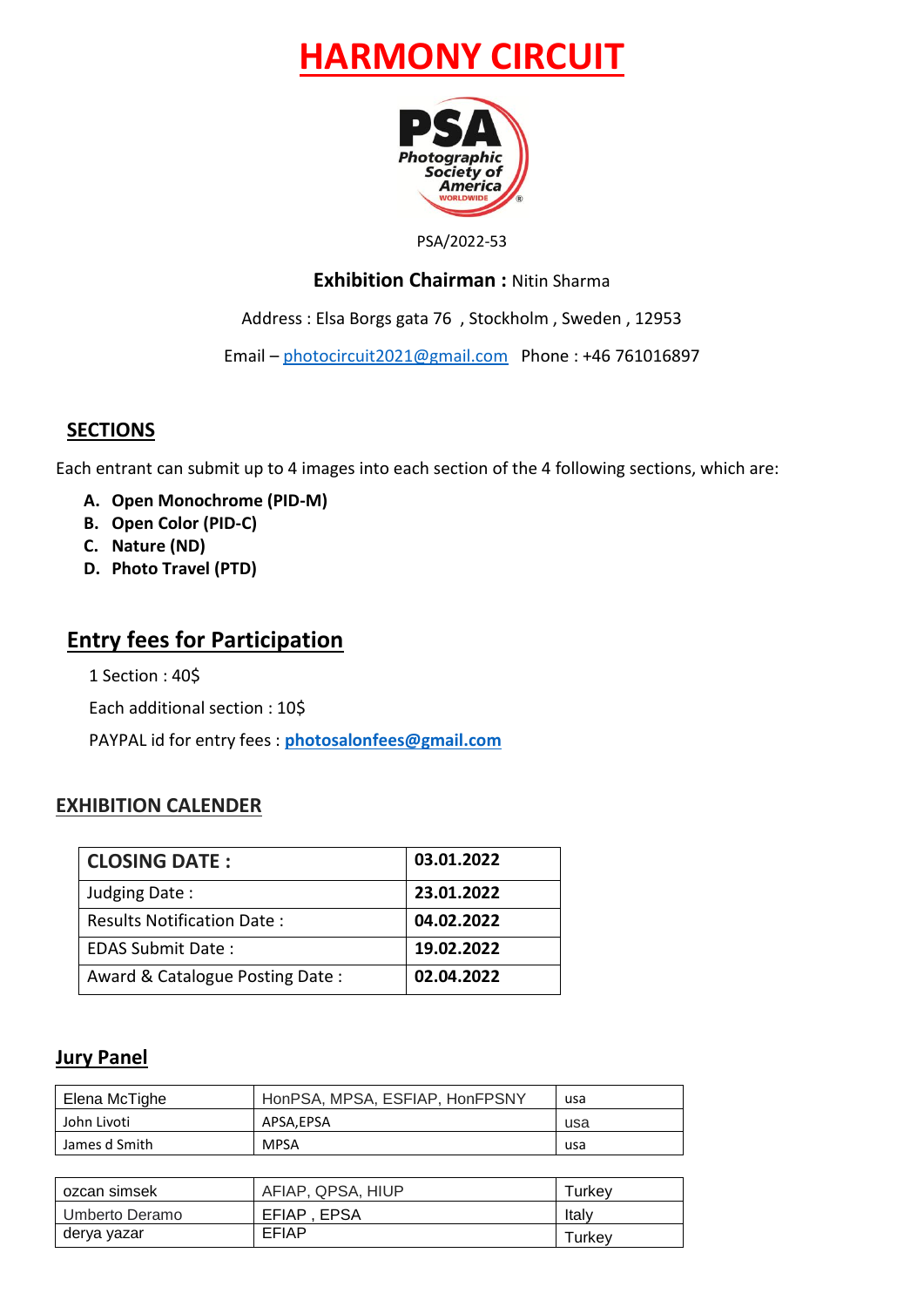# HARMONY CIRCUIT

PSA/2022-53

**Exhibition Chairman :** Nitin Sharma

Address : Elsa Borgs gata 76 , Stockholm , Sweden , 12953

Email – photocircuit2021@gmail.com   Phone : +46 761016897

## SECTIONS

Each entrant can submit up to 4 images into each section of the 4 following sections, which are:

- **A. Open Monochrome (PID-M)**
- **B. Open Color (PID-C)**
- **C. Nature (ND)**
- **D. Photo Travel (PTD)**

## Entry fees for Participation

1 Section : 40$

Each additional section : 10$

PAYPAL id for entry fees : **photosalonfees@gmail.com**

## EXHIBITION CALENDER

| **CLOSING DATE :** | **03.01.2022** |
|---|---|
| Judging Date : | **23.01.2022** |
| Results Notification Date : | **04.02.2022** |
| EDAS Submit Date : | **19.02.2022** |
| Award & Catalogue Posting Date : | **02.04.2022** |

## Jury Panel

| | | |
|---|---|---|
| Elena McTighe | HonPSA, MPSA, ESFIAP, HonFPSNY | usa |
| John Livoti | APSA,EPSA | usa |
| James d Smith | MPSA | usa |

| | | |
|---|---|---|
| ozcan simsek | AFIAP, QPSA, HIUP | Turkey |
| Umberto Deramo | EFIAP , EPSA | Italy |
| derya yazar | EFIAP | Turkey |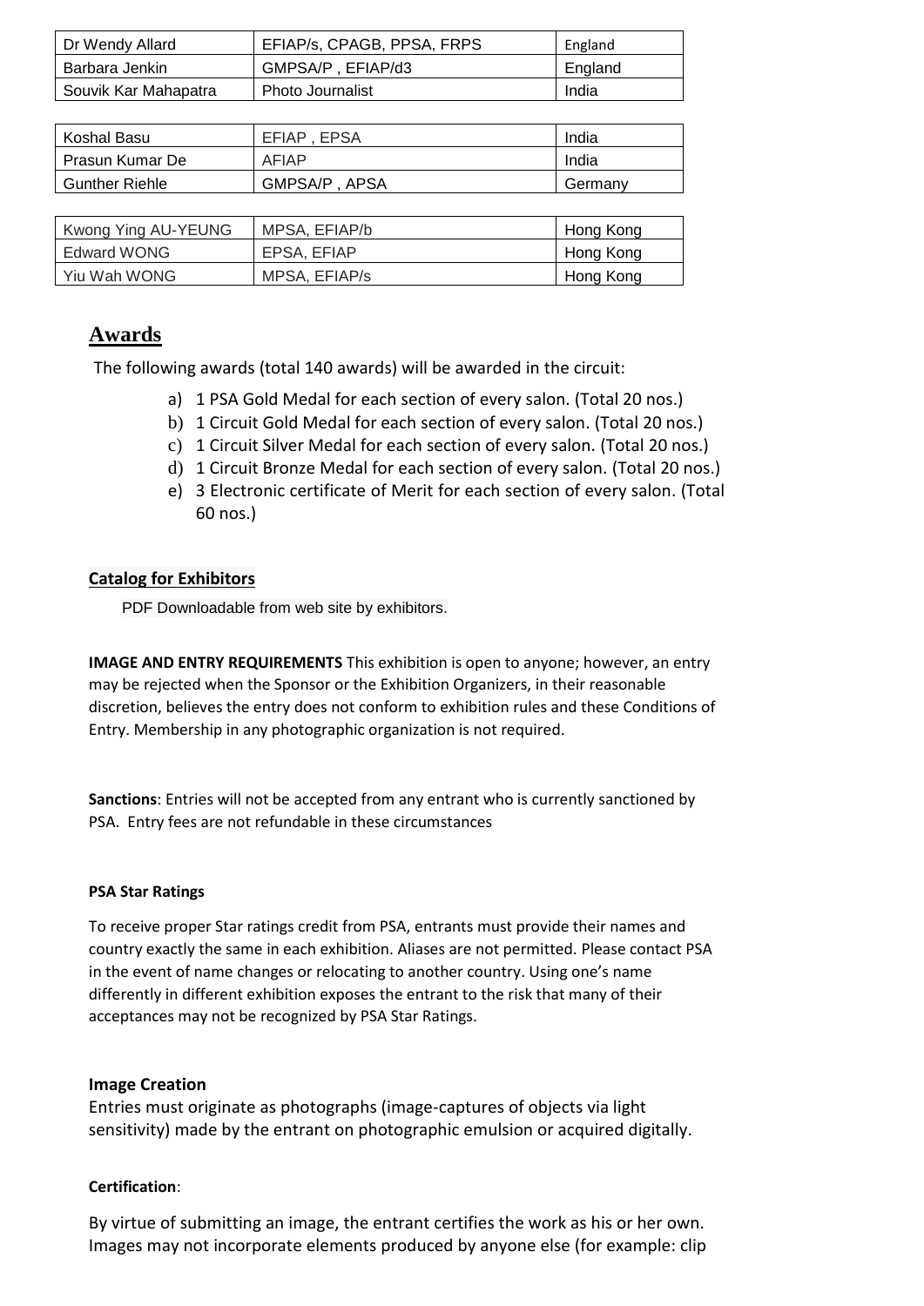| | | |
|---|---|---|
| Dr Wendy Allard | EFIAP/s, CPAGB, PPSA, FRPS | England |
| Barbara Jenkin | GMPSA/P , EFIAP/d3 | England |
| Souvik Kar Mahapatra | Photo Journalist | India |

| | | |
|---|---|---|
| Koshal Basu | EFIAP , EPSA | India |
| Prasun Kumar De | AFIAP | India |
| Gunther Riehle | GMPSA/P , APSA | Germany |

| | | |
|---|---|---|
| Kwong Ying AU-YEUNG | MPSA, EFIAP/b | Hong Kong |
| Edward WONG | EPSA, EFIAP | Hong Kong |
| Yiu Wah WONG | MPSA, EFIAP/s | Hong Kong |

## Awards

The following awards (total 140 awards) will be awarded in the circuit:

a) 1 PSA Gold Medal for each section of every salon. (Total 20 nos.)
b) 1 Circuit Gold Medal for each section of every salon. (Total 20 nos.)
c) 1 Circuit Silver Medal for each section of every salon. (Total 20 nos.)
d) 1 Circuit Bronze Medal for each section of every salon. (Total 20 nos.)
e) 3 Electronic certificate of Merit for each section of every salon. (Total 60 nos.)

### Catalog for Exhibitors

PDF Downloadable from web site by exhibitors.

**IMAGE AND ENTRY REQUIREMENTS** This exhibition is open to anyone; however, an entry may be rejected when the Sponsor or the Exhibition Organizers, in their reasonable discretion, believes the entry does not conform to exhibition rules and these Conditions of Entry. Membership in any photographic organization is not required.

**Sanctions**: Entries will not be accepted from any entrant who is currently sanctioned by PSA. Entry fees are not refundable in these circumstances

**PSA Star Ratings**

To receive proper Star ratings credit from PSA, entrants must provide their names and country exactly the same in each exhibition. Aliases are not permitted. Please contact PSA in the event of name changes or relocating to another country. Using one's name differently in different exhibition exposes the entrant to the risk that many of their acceptances may not be recognized by PSA Star Ratings.

**Image Creation**

Entries must originate as photographs (image-captures of objects via light sensitivity) made by the entrant on photographic emulsion or acquired digitally.

**Certification**:

By virtue of submitting an image, the entrant certifies the work as his or her own. Images may not incorporate elements produced by anyone else (for example: clip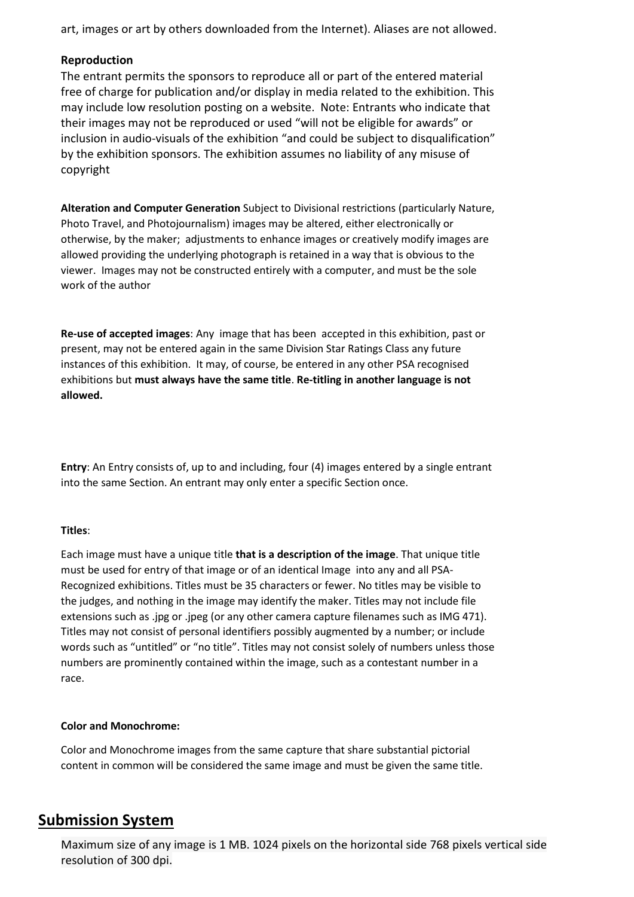art, images or art by others downloaded from the Internet). Aliases are not allowed.

**Reproduction**

The entrant permits the sponsors to reproduce all or part of the entered material free of charge for publication and/or display in media related to the exhibition. This may include low resolution posting on a website. Note: Entrants who indicate that their images may not be reproduced or used "will not be eligible for awards" or inclusion in audio-visuals of the exhibition "and could be subject to disqualification" by the exhibition sponsors. The exhibition assumes no liability of any misuse of copyright

**Alteration and Computer Generation** Subject to Divisional restrictions (particularly Nature, Photo Travel, and Photojournalism) images may be altered, either electronically or otherwise, by the maker; adjustments to enhance images or creatively modify images are allowed providing the underlying photograph is retained in a way that is obvious to the viewer. Images may not be constructed entirely with a computer, and must be the sole work of the author

**Re-use of accepted images**: Any image that has been accepted in this exhibition, past or present, may not be entered again in the same Division Star Ratings Class any future instances of this exhibition. It may, of course, be entered in any other PSA recognised exhibitions but **must always have the same title**. **Re-titling in another language is not allowed.**

**Entry**: An Entry consists of, up to and including, four (4) images entered by a single entrant into the same Section. An entrant may only enter a specific Section once.

**Titles**:

Each image must have a unique title **that is a description of the image**. That unique title must be used for entry of that image or of an identical Image into any and all PSA-Recognized exhibitions. Titles must be 35 characters or fewer. No titles may be visible to the judges, and nothing in the image may identify the maker. Titles may not include file extensions such as .jpg or .jpeg (or any other camera capture filenames such as IMG 471). Titles may not consist of personal identifiers possibly augmented by a number; or include words such as "untitled" or "no title". Titles may not consist solely of numbers unless those numbers are prominently contained within the image, such as a contestant number in a race.

**Color and Monochrome:**

Color and Monochrome images from the same capture that share substantial pictorial content in common will be considered the same image and must be given the same title.

## Submission System

Maximum size of any image is 1 MB. 1024 pixels on the horizontal side 768 pixels vertical side resolution of 300 dpi.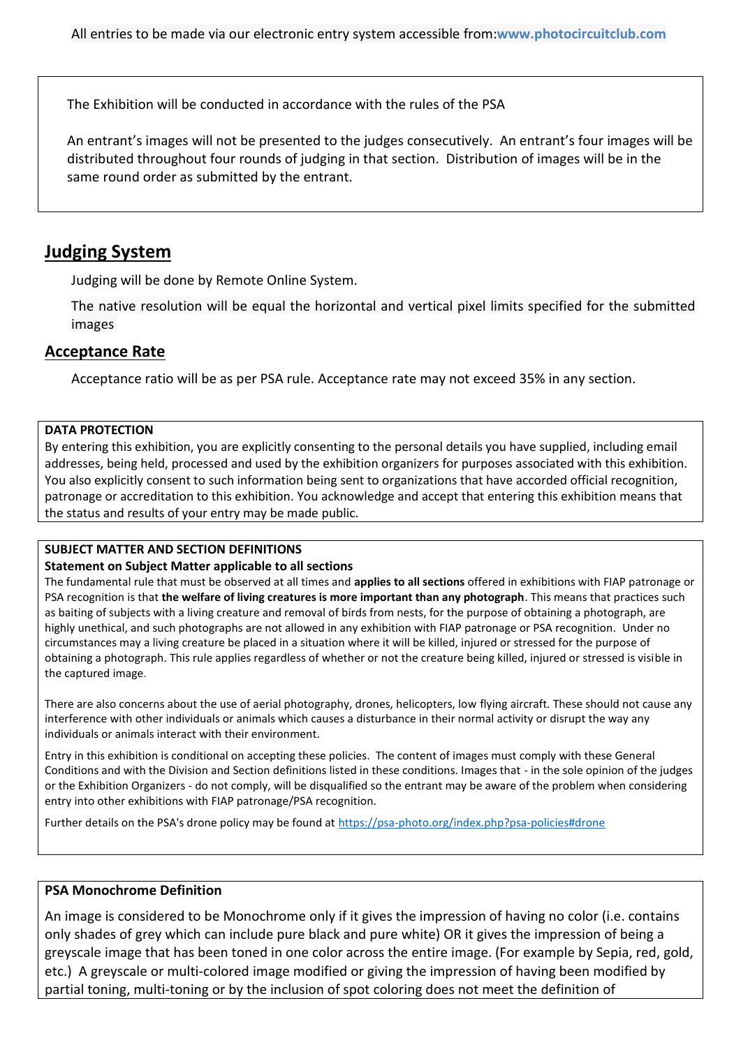All entries to be made via our electronic entry system accessible from:**www.photocircuitclub.com**

The Exhibition will be conducted in accordance with the rules of the PSA

An entrant's images will not be presented to the judges consecutively. An entrant's four images will be distributed throughout four rounds of judging in that section. Distribution of images will be in the same round order as submitted by the entrant.

## Judging System

Judging will be done by Remote Online System.

The native resolution will be equal the horizontal and vertical pixel limits specified for the submitted images

## Acceptance Rate

Acceptance ratio will be as per PSA rule. Acceptance rate may not exceed 35% in any section.

**DATA PROTECTION**

By entering this exhibition, you are explicitly consenting to the personal details you have supplied, including email addresses, being held, processed and used by the exhibition organizers for purposes associated with this exhibition. You also explicitly consent to such information being sent to organizations that have accorded official recognition, patronage or accreditation to this exhibition. You acknowledge and accept that entering this exhibition means that the status and results of your entry may be made public.

**SUBJECT MATTER AND SECTION DEFINITIONS**

**Statement on Subject Matter applicable to all sections**

The fundamental rule that must be observed at all times and **applies to all sections** offered in exhibitions with FIAP patronage or PSA recognition is that **the welfare of living creatures is more important than any photograph**. This means that practices such as baiting of subjects with a living creature and removal of birds from nests, for the purpose of obtaining a photograph, are highly unethical, and such photographs are not allowed in any exhibition with FIAP patronage or PSA recognition. Under no circumstances may a living creature be placed in a situation where it will be killed, injured or stressed for the purpose of obtaining a photograph. This rule applies regardless of whether or not the creature being killed, injured or stressed is visible in the captured image.

There are also concerns about the use of aerial photography, drones, helicopters, low flying aircraft. These should not cause any interference with other individuals or animals which causes a disturbance in their normal activity or disrupt the way any individuals or animals interact with their environment.

Entry in this exhibition is conditional on accepting these policies. The content of images must comply with these General Conditions and with the Division and Section definitions listed in these conditions. Images that - in the sole opinion of the judges or the Exhibition Organizers - do not comply, will be disqualified so the entrant may be aware of the problem when considering entry into other exhibitions with FIAP patronage/PSA recognition.

Further details on the PSA's drone policy may be found at https://psa-photo.org/index.php?psa-policies#drone

**PSA Monochrome Definition**

An image is considered to be Monochrome only if it gives the impression of having no color (i.e. contains only shades of grey which can include pure black and pure white) OR it gives the impression of being a greyscale image that has been toned in one color across the entire image. (For example by Sepia, red, gold, etc.) A greyscale or multi-colored image modified or giving the impression of having been modified by partial toning, multi-toning or by the inclusion of spot coloring does not meet the definition of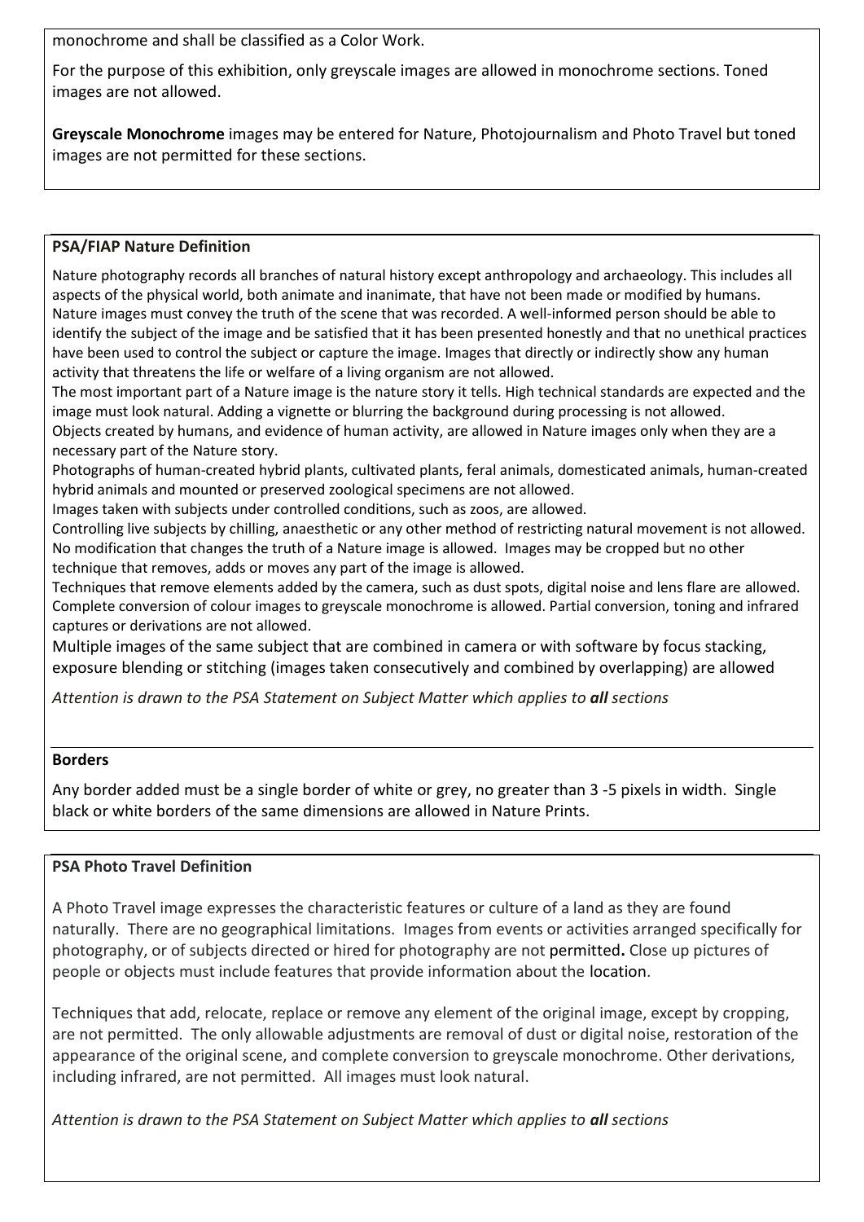monochrome and shall be classified as a Color Work.

For the purpose of this exhibition, only greyscale images are allowed in monochrome sections. Toned images are not allowed.

**Greyscale Monochrome** images may be entered for Nature, Photojournalism and Photo Travel but toned images are not permitted for these sections.

### PSA/FIAP Nature Definition

Nature photography records all branches of natural history except anthropology and archaeology. This includes all aspects of the physical world, both animate and inanimate, that have not been made or modified by humans. Nature images must convey the truth of the scene that was recorded. A well-informed person should be able to identify the subject of the image and be satisfied that it has been presented honestly and that no unethical practices have been used to control the subject or capture the image. Images that directly or indirectly show any human activity that threatens the life or welfare of a living organism are not allowed.

The most important part of a Nature image is the nature story it tells. High technical standards are expected and the image must look natural. Adding a vignette or blurring the background during processing is not allowed.

Objects created by humans, and evidence of human activity, are allowed in Nature images only when they are a necessary part of the Nature story.

Photographs of human-created hybrid plants, cultivated plants, feral animals, domesticated animals, human-created hybrid animals and mounted or preserved zoological specimens are not allowed.

Images taken with subjects under controlled conditions, such as zoos, are allowed.

Controlling live subjects by chilling, anaesthetic or any other method of restricting natural movement is not allowed.

No modification that changes the truth of a Nature image is allowed. Images may be cropped but no other technique that removes, adds or moves any part of the image is allowed.

Techniques that remove elements added by the camera, such as dust spots, digital noise and lens flare are allowed.

Complete conversion of colour images to greyscale monochrome is allowed. Partial conversion, toning and infrared captures or derivations are not allowed.

Multiple images of the same subject that are combined in camera or with software by focus stacking, exposure blending or stitching (images taken consecutively and combined by overlapping) are allowed

*Attention is drawn to the PSA Statement on Subject Matter which applies to **all** sections*

### Borders

Any border added must be a single border of white or grey, no greater than 3 -5 pixels in width. Single black or white borders of the same dimensions are allowed in Nature Prints.

### PSA Photo Travel Definition

A Photo Travel image expresses the characteristic features or culture of a land as they are found naturally. There are no geographical limitations. Images from events or activities arranged specifically for photography, or of subjects directed or hired for photography are not permitted**.** Close up pictures of people or objects must include features that provide information about the location.

Techniques that add, relocate, replace or remove any element of the original image, except by cropping, are not permitted. The only allowable adjustments are removal of dust or digital noise, restoration of the appearance of the original scene, and complete conversion to greyscale monochrome. Other derivations, including infrared, are not permitted. All images must look natural.

*Attention is drawn to the PSA Statement on Subject Matter which applies to **all** sections*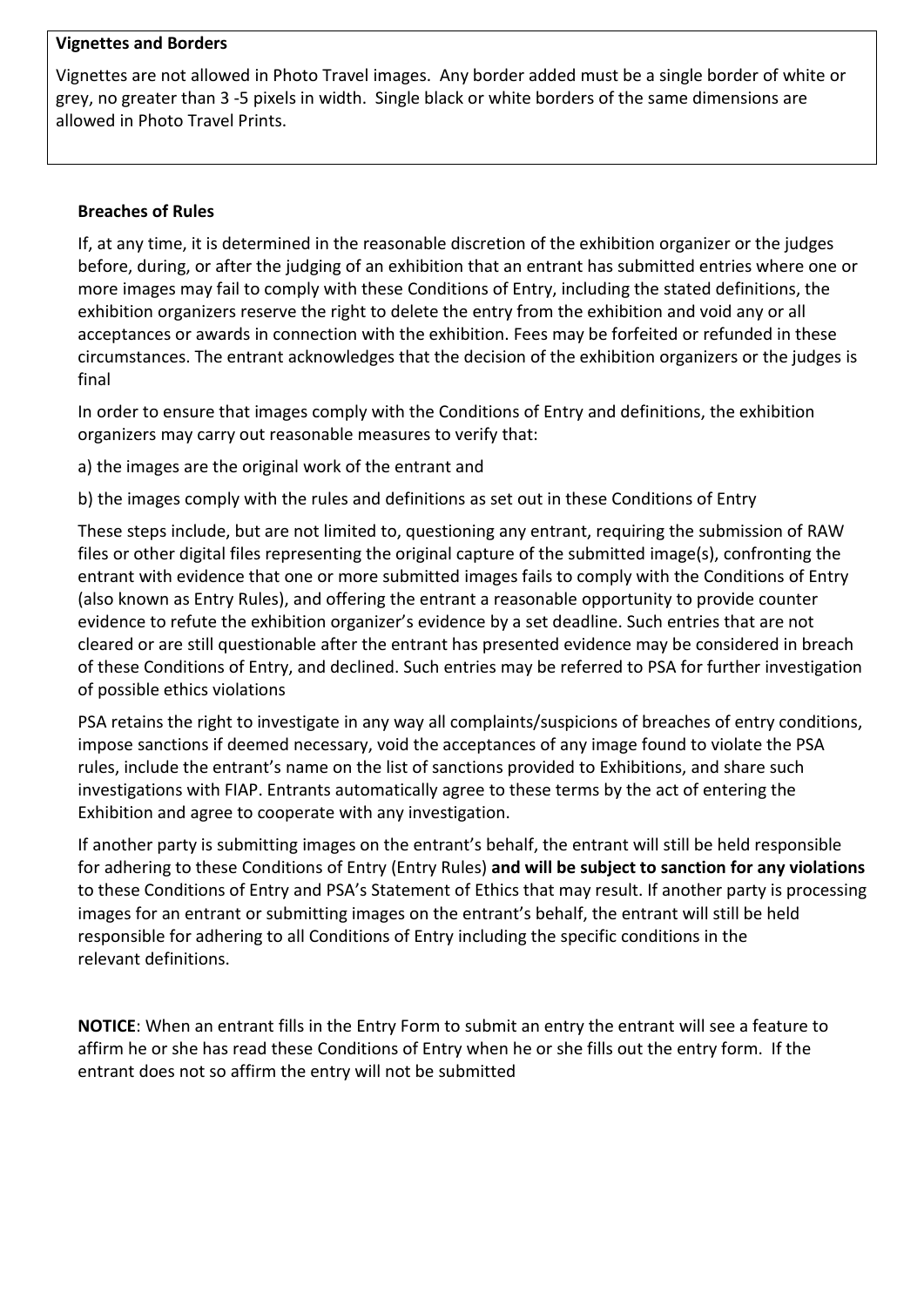**Vignettes and Borders**

Vignettes are not allowed in Photo Travel images. Any border added must be a single border of white or grey, no greater than 3 -5 pixels in width. Single black or white borders of the same dimensions are allowed in Photo Travel Prints.

**Breaches of Rules**

If, at any time, it is determined in the reasonable discretion of the exhibition organizer or the judges before, during, or after the judging of an exhibition that an entrant has submitted entries where one or more images may fail to comply with these Conditions of Entry, including the stated definitions, the exhibition organizers reserve the right to delete the entry from the exhibition and void any or all acceptances or awards in connection with the exhibition. Fees may be forfeited or refunded in these circumstances. The entrant acknowledges that the decision of the exhibition organizers or the judges is final

In order to ensure that images comply with the Conditions of Entry and definitions, the exhibition organizers may carry out reasonable measures to verify that:

a) the images are the original work of the entrant and

b) the images comply with the rules and definitions as set out in these Conditions of Entry

These steps include, but are not limited to, questioning any entrant, requiring the submission of RAW files or other digital files representing the original capture of the submitted image(s), confronting the entrant with evidence that one or more submitted images fails to comply with the Conditions of Entry (also known as Entry Rules), and offering the entrant a reasonable opportunity to provide counter evidence to refute the exhibition organizer's evidence by a set deadline. Such entries that are not cleared or are still questionable after the entrant has presented evidence may be considered in breach of these Conditions of Entry, and declined. Such entries may be referred to PSA for further investigation of possible ethics violations

PSA retains the right to investigate in any way all complaints/suspicions of breaches of entry conditions, impose sanctions if deemed necessary, void the acceptances of any image found to violate the PSA rules, include the entrant's name on the list of sanctions provided to Exhibitions, and share such investigations with FIAP. Entrants automatically agree to these terms by the act of entering the Exhibition and agree to cooperate with any investigation.

If another party is submitting images on the entrant's behalf, the entrant will still be held responsible for adhering to these Conditions of Entry (Entry Rules) **and will be subject to sanction for any violations** to these Conditions of Entry and PSA's Statement of Ethics that may result. If another party is processing images for an entrant or submitting images on the entrant's behalf, the entrant will still be held responsible for adhering to all Conditions of Entry including the specific conditions in the relevant definitions.

**NOTICE**: When an entrant fills in the Entry Form to submit an entry the entrant will see a feature to affirm he or she has read these Conditions of Entry when he or she fills out the entry form. If the entrant does not so affirm the entry will not be submitted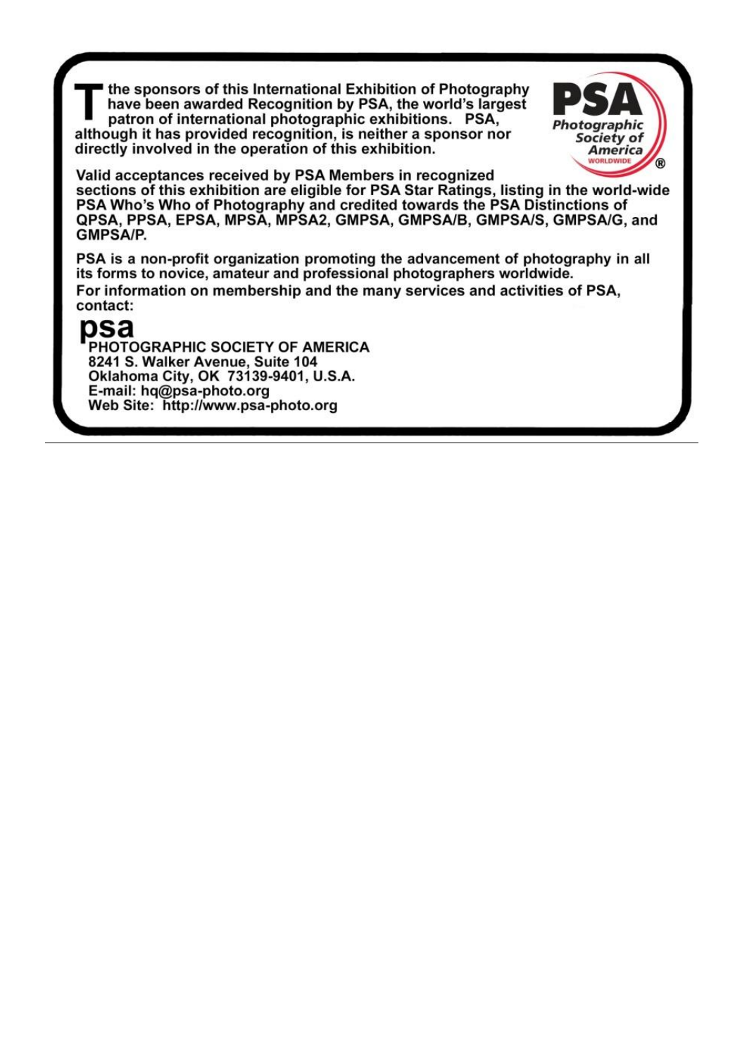The sponsors of this International Exhibition of Photography have been awarded Recognition by PSA, the world's largest patron of international photographic exhibitions. PSA, although it has provided recognition, is neither a sponsor nor directly involved in the operation of this exhibition.

PSA Photographic Society of America WORLDWIDE ®

Valid acceptances received by PSA Members in recognized sections of this exhibition are eligible for PSA Star Ratings, listing in the world-wide PSA Who's Who of Photography and credited towards the PSA Distinctions of QPSA, PPSA, EPSA, MPSA, MPSA2, GMPSA, GMPSA/B, GMPSA/S, GMPSA/G, and GMPSA/P.

PSA is a non-profit organization promoting the advancement of photography in all its forms to novice, amateur and professional photographers worldwide.

For information on membership and the many services and activities of PSA, contact:

**psa**

PHOTOGRAPHIC SOCIETY OF AMERICA
8241 S. Walker Avenue, Suite 104
Oklahoma City, OK 73139-9401, U.S.A.
E-mail: hq@psa-photo.org
Web Site: http://www.psa-photo.org